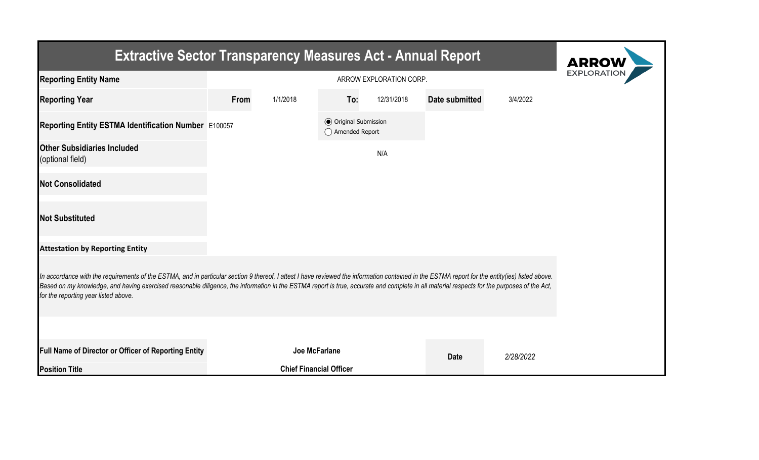# Extractive Sector Transparency Measures Act - Annual Report

| | | | | | | |
|---|---|---|---|---|---|---|
| **Reporting Entity Name** | ARROW EXPLORATION CORP. | | | | | |
| **Reporting Year** | **From** | 1/1/2018 | **To:** | 12/31/2018 | **Date submitted** | 3/4/2022 |
| **Reporting Entity ESTMA Identification Number** | E100057 | | ◉ Original Submission ◯ Amended Report | | | |
| **Other Subsidiaries Included** (optional field) | N/A | | | | | |
| **Not Consolidated** | | | | | | |
| **Not Substituted** | | | | | | |

**Attestation by Reporting Entity**

*In accordance with the requirements of the ESTMA, and in particular section 9 thereof, I attest I have reviewed the information contained in the ESTMA report for the entity(ies) listed above. Based on my knowledge, and having exercised reasonable diligence, the information in the ESTMA report is true, accurate and complete in all material respects for the purposes of the Act, for the reporting year listed above.*

| | | | |
|---|---|---|---|
| **Full Name of Director or Officer of Reporting Entity** | **Joe McFarlane** | **Date** | *2/28/2022* |
| **Position Title** | **Chief Financial Officer** | | |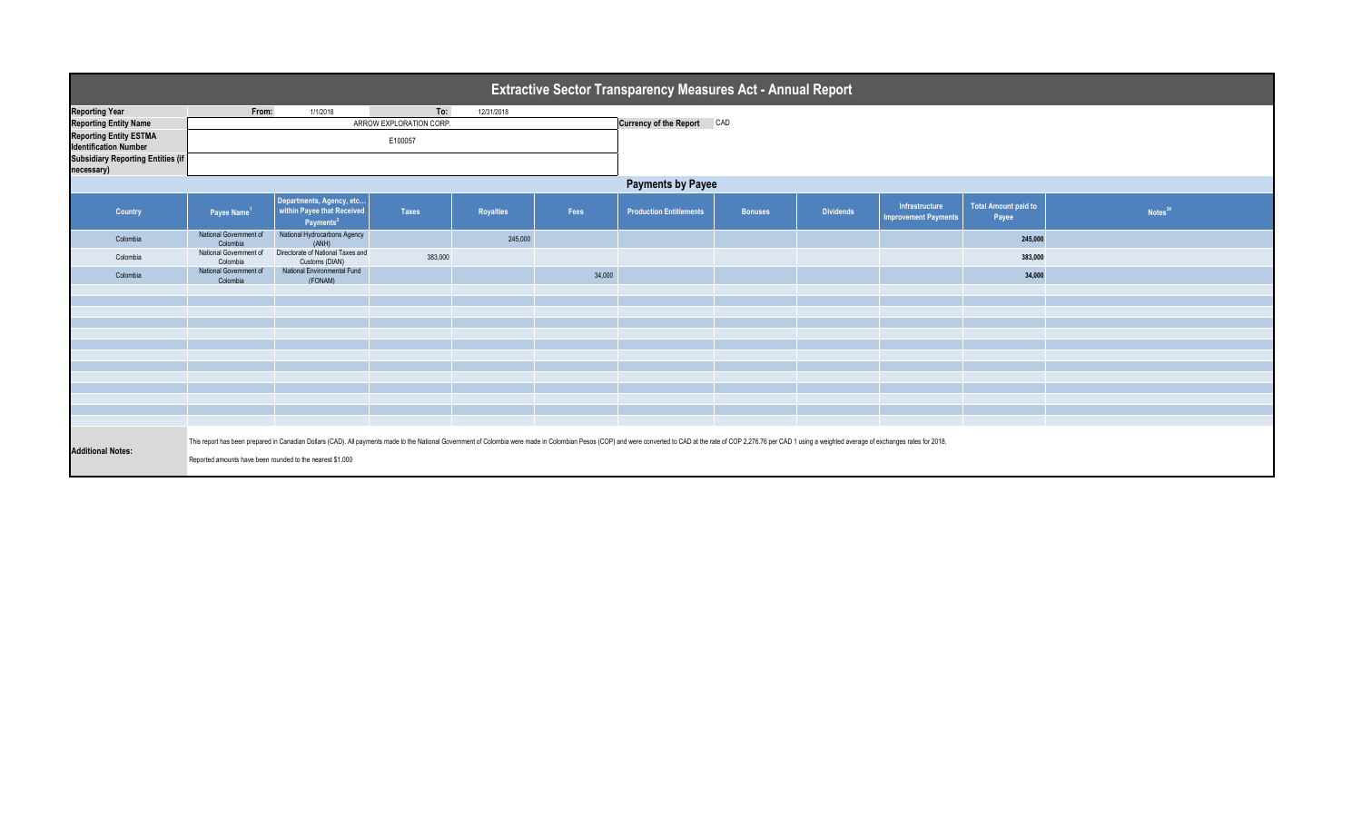# Extractive Sector Transparency Measures Act - Annual Report

| | | | | |
|---|---|---|---|---|
| **Reporting Year** | From: | 1/1/2018 | To: | 12/31/2018 |
| **Reporting Entity Name** | ARROW EXPLORATION CORP. | | **Currency of the Report** | CAD |
| **Reporting Entity ESTMA Identification Number** | E100057 | | | |
| **Subsidiary Reporting Entities (if necessary)** | | | | |

## Payments by Payee

| Country | Payee Name[1] | Departments, Agency, etc... within Payee that Received Payments[2] | Taxes | Royalties | Fees | Production Entitlements | Bonuses | Dividends | Infrastructure Improvement Payments | Total Amount paid to Payee | Notes[34] |
|---|---|---|---|---|---|---|---|---|---|---|---|
| Colombia | National Government of Colombia | National Hydrocarbons Agency (ANH) | | 245,000 | | | | | | **245,000** | |
| Colombia | National Government of Colombia | Directorate of National Taxes and Customs (DIAN) | 383,000 | | | | | | | **383,000** | |
| Colombia | National Government of Colombia | National Environmental Fund (FONAM) | | | 34,000 | | | | | **34,000** | |

**Additional Notes:**

This report has been prepared in Canadian Dollars (CAD). All payments made to the National Government of Colombia were made in Colombian Pesos (COP) and were converted to CAD at the rate of COP 2,276.76 per CAD 1 using a weighted average of exchanges rates for 2018.

Reported amounts have been rounded to the nearest $1,000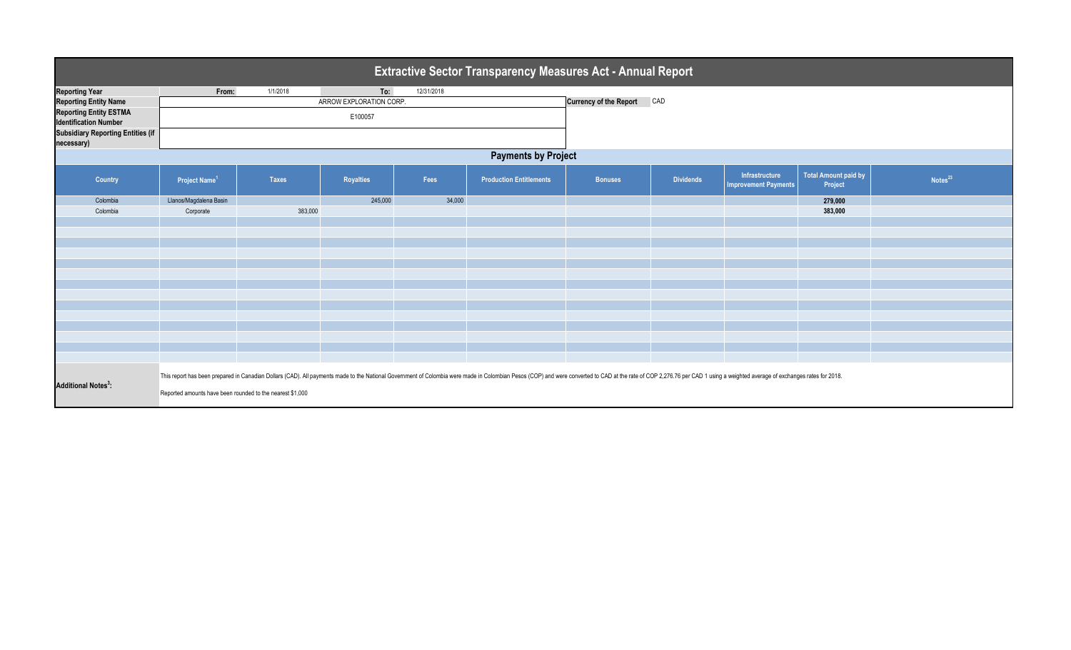# Extractive Sector Transparency Measures Act - Annual Report

| | | | | |
|---|---|---|---|---|
| **Reporting Year** | From: 1/1/2018 | To: 12/31/2018 | | |
| **Reporting Entity Name** | ARROW EXPLORATION CORP. | | **Currency of the Report** | CAD |
| **Reporting Entity ESTMA Identification Number** | E100057 | | | |
| **Subsidiary Reporting Entities (if necessary)** | | | | |

## Payments by Project

| Country | Project Name[1] | Taxes | Royalties | Fees | Production Entitlements | Bonuses | Dividends | Infrastructure Improvement Payments | Total Amount paid by Project | Notes[23] |
|---|---|---|---|---|---|---|---|---|---|---|
| Colombia | Llanos/Magdalena Basin | | 245,000 | 34,000 | | | | | **279,000** | |
| Colombia | Corporate | 383,000 | | | | | | | **383,000** | |

**Additional Notes[3]:**

This report has been prepared in Canadian Dollars (CAD). All payments made to the National Government of Colombia were made in Colombian Pesos (COP) and were converted to CAD at the rate of COP 2,276.76 per CAD 1 using a weighted average of exchanges rates for 2018.

Reported amounts have been rounded to the nearest $1,000